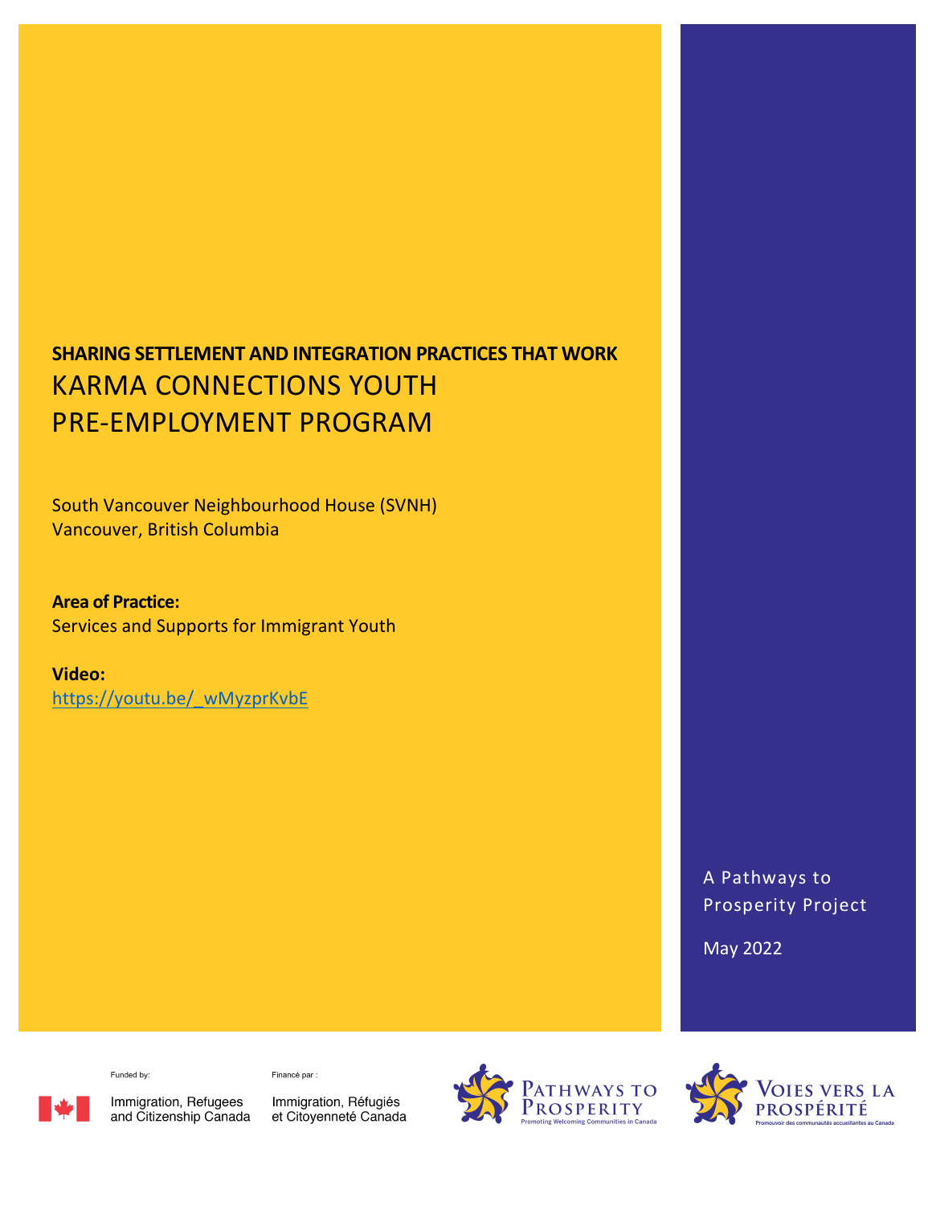**SHARING SETTLEMENT AND INTEGRATION PRACTICES THAT WORK**

# KARMA CONNECTIONS YOUTH PRE-EMPLOYMENT PROGRAM

South Vancouver Neighbourhood House (SVNH)
Vancouver, British Columbia

**Area of Practice:**
Services and Supports for Immigrant Youth

**Video:**
https://youtu.be/_wMyzprKvbE

A Pathways to Prosperity Project

May 2022

Funded by: Immigration, Refugees and Citizenship Canada

Financé par : Immigration, Réfugiés et Citoyenneté Canada

Pathways to Prosperity — Promoting Welcoming Communities in Canada

Voies vers la prospérité — Promouvoir des communautés accueillantes au Canada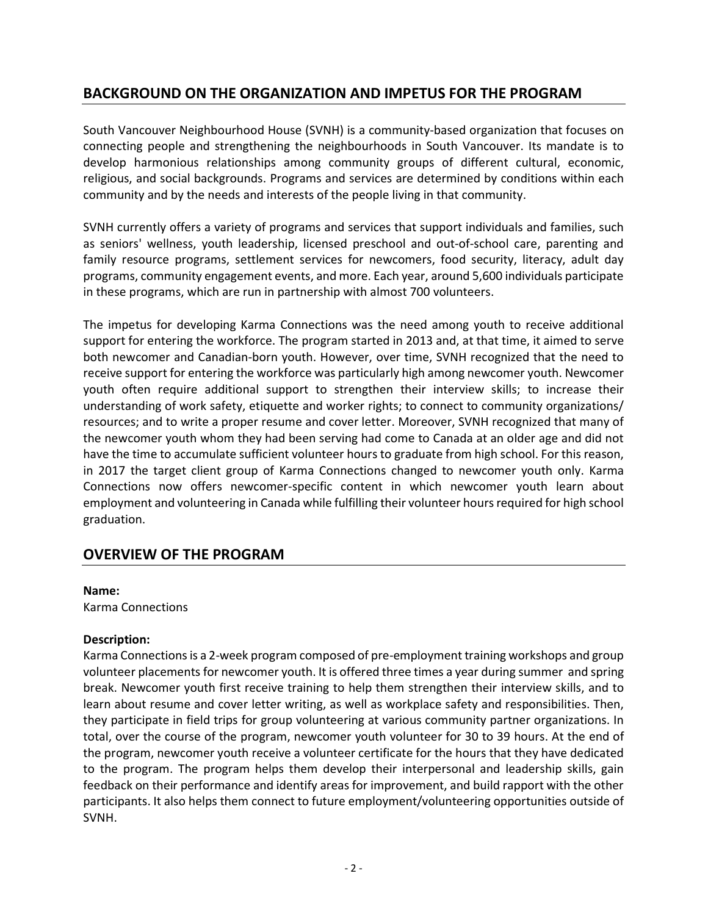## BACKGROUND ON THE ORGANIZATION AND IMPETUS FOR THE PROGRAM

South Vancouver Neighbourhood House (SVNH) is a community-based organization that focuses on connecting people and strengthening the neighbourhoods in South Vancouver. Its mandate is to develop harmonious relationships among community groups of different cultural, economic, religious, and social backgrounds. Programs and services are determined by conditions within each community and by the needs and interests of the people living in that community.

SVNH currently offers a variety of programs and services that support individuals and families, such as seniors' wellness, youth leadership, licensed preschool and out-of-school care, parenting and family resource programs, settlement services for newcomers, food security, literacy, adult day programs, community engagement events, and more. Each year, around 5,600 individuals participate in these programs, which are run in partnership with almost 700 volunteers.

The impetus for developing Karma Connections was the need among youth to receive additional support for entering the workforce. The program started in 2013 and, at that time, it aimed to serve both newcomer and Canadian-born youth. However, over time, SVNH recognized that the need to receive support for entering the workforce was particularly high among newcomer youth. Newcomer youth often require additional support to strengthen their interview skills; to increase their understanding of work safety, etiquette and worker rights; to connect to community organizations/ resources; and to write a proper resume and cover letter. Moreover, SVNH recognized that many of the newcomer youth whom they had been serving had come to Canada at an older age and did not have the time to accumulate sufficient volunteer hours to graduate from high school. For this reason, in 2017 the target client group of Karma Connections changed to newcomer youth only. Karma Connections now offers newcomer-specific content in which newcomer youth learn about employment and volunteering in Canada while fulfilling their volunteer hours required for high school graduation.

## OVERVIEW OF THE PROGRAM

**Name:**
Karma Connections

**Description:**
Karma Connections is a 2-week program composed of pre-employment training workshops and group volunteer placements for newcomer youth. It is offered three times a year during summer and spring break. Newcomer youth first receive training to help them strengthen their interview skills, and to learn about resume and cover letter writing, as well as workplace safety and responsibilities. Then, they participate in field trips for group volunteering at various community partner organizations. In total, over the course of the program, newcomer youth volunteer for 30 to 39 hours. At the end of the program, newcomer youth receive a volunteer certificate for the hours that they have dedicated to the program. The program helps them develop their interpersonal and leadership skills, gain feedback on their performance and identify areas for improvement, and build rapport with the other participants. It also helps them connect to future employment/volunteering opportunities outside of SVNH.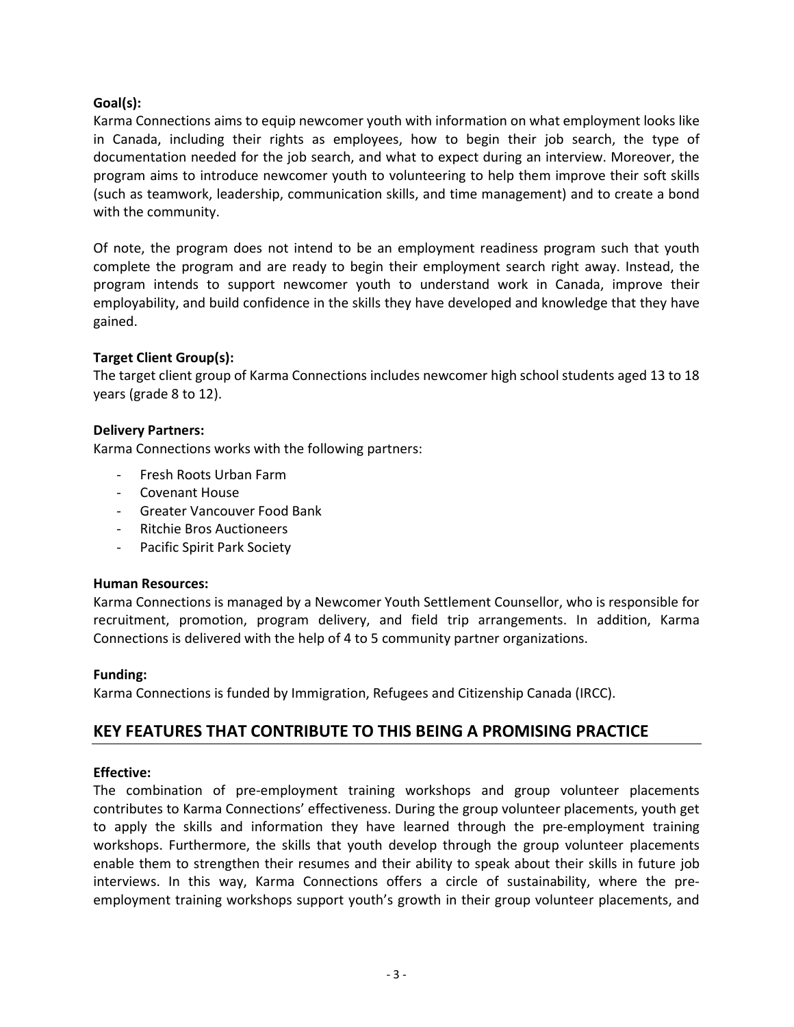**Goal(s):**
Karma Connections aims to equip newcomer youth with information on what employment looks like in Canada, including their rights as employees, how to begin their job search, the type of documentation needed for the job search, and what to expect during an interview. Moreover, the program aims to introduce newcomer youth to volunteering to help them improve their soft skills (such as teamwork, leadership, communication skills, and time management) and to create a bond with the community.

Of note, the program does not intend to be an employment readiness program such that youth complete the program and are ready to begin their employment search right away. Instead, the program intends to support newcomer youth to understand work in Canada, improve their employability, and build confidence in the skills they have developed and knowledge that they have gained.

**Target Client Group(s):**
The target client group of Karma Connections includes newcomer high school students aged 13 to 18 years (grade 8 to 12).

**Delivery Partners:**
Karma Connections works with the following partners:

- Fresh Roots Urban Farm
- Covenant House
- Greater Vancouver Food Bank
- Ritchie Bros Auctioneers
- Pacific Spirit Park Society

**Human Resources:**
Karma Connections is managed by a Newcomer Youth Settlement Counsellor, who is responsible for recruitment, promotion, program delivery, and field trip arrangements. In addition, Karma Connections is delivered with the help of 4 to 5 community partner organizations.

**Funding:**
Karma Connections is funded by Immigration, Refugees and Citizenship Canada (IRCC).

## KEY FEATURES THAT CONTRIBUTE TO THIS BEING A PROMISING PRACTICE

**Effective:**
The combination of pre-employment training workshops and group volunteer placements contributes to Karma Connections' effectiveness. During the group volunteer placements, youth get to apply the skills and information they have learned through the pre-employment training workshops. Furthermore, the skills that youth develop through the group volunteer placements enable them to strengthen their resumes and their ability to speak about their skills in future job interviews. In this way, Karma Connections offers a circle of sustainability, where the pre-employment training workshops support youth's growth in their group volunteer placements, and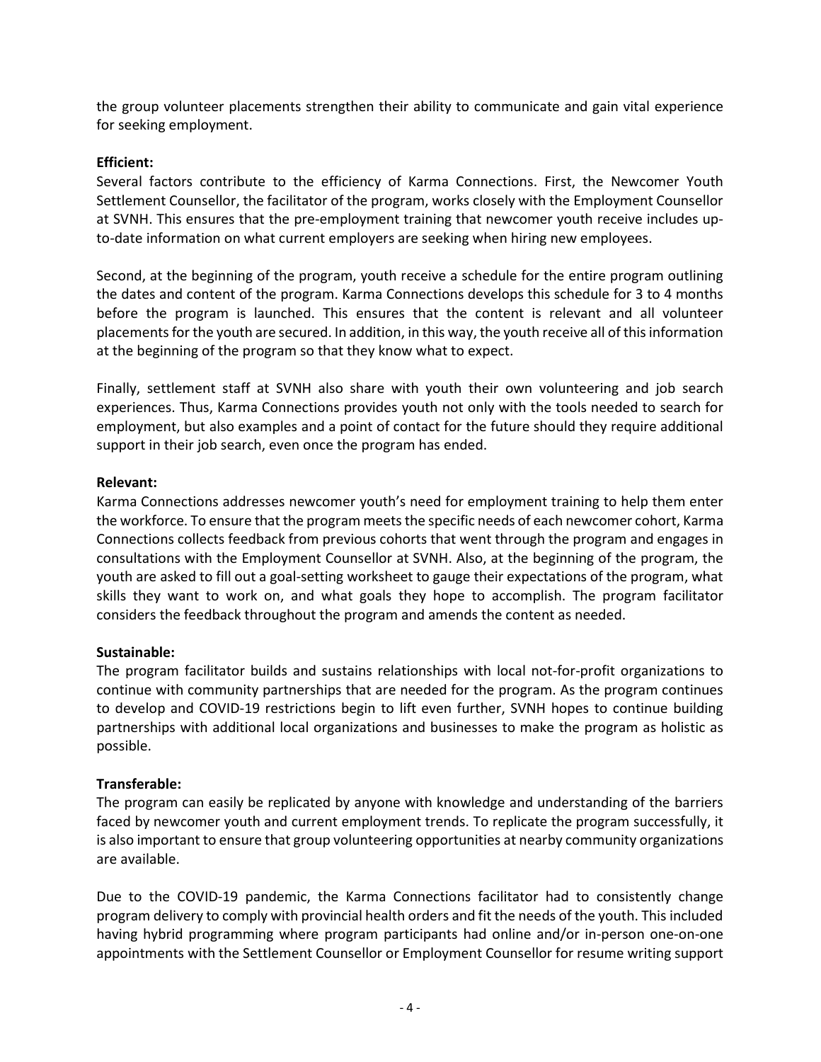the group volunteer placements strengthen their ability to communicate and gain vital experience for seeking employment.

**Efficient:**

Several factors contribute to the efficiency of Karma Connections. First, the Newcomer Youth Settlement Counsellor, the facilitator of the program, works closely with the Employment Counsellor at SVNH. This ensures that the pre-employment training that newcomer youth receive includes up-to-date information on what current employers are seeking when hiring new employees.

Second, at the beginning of the program, youth receive a schedule for the entire program outlining the dates and content of the program. Karma Connections develops this schedule for 3 to 4 months before the program is launched. This ensures that the content is relevant and all volunteer placements for the youth are secured. In addition, in this way, the youth receive all of this information at the beginning of the program so that they know what to expect.

Finally, settlement staff at SVNH also share with youth their own volunteering and job search experiences. Thus, Karma Connections provides youth not only with the tools needed to search for employment, but also examples and a point of contact for the future should they require additional support in their job search, even once the program has ended.

**Relevant:**

Karma Connections addresses newcomer youth's need for employment training to help them enter the workforce. To ensure that the program meets the specific needs of each newcomer cohort, Karma Connections collects feedback from previous cohorts that went through the program and engages in consultations with the Employment Counsellor at SVNH. Also, at the beginning of the program, the youth are asked to fill out a goal-setting worksheet to gauge their expectations of the program, what skills they want to work on, and what goals they hope to accomplish. The program facilitator considers the feedback throughout the program and amends the content as needed.

**Sustainable:**

The program facilitator builds and sustains relationships with local not-for-profit organizations to continue with community partnerships that are needed for the program. As the program continues to develop and COVID-19 restrictions begin to lift even further, SVNH hopes to continue building partnerships with additional local organizations and businesses to make the program as holistic as possible.

**Transferable:**

The program can easily be replicated by anyone with knowledge and understanding of the barriers faced by newcomer youth and current employment trends. To replicate the program successfully, it is also important to ensure that group volunteering opportunities at nearby community organizations are available.

Due to the COVID-19 pandemic, the Karma Connections facilitator had to consistently change program delivery to comply with provincial health orders and fit the needs of the youth. This included having hybrid programming where program participants had online and/or in-person one-on-one appointments with the Settlement Counsellor or Employment Counsellor for resume writing support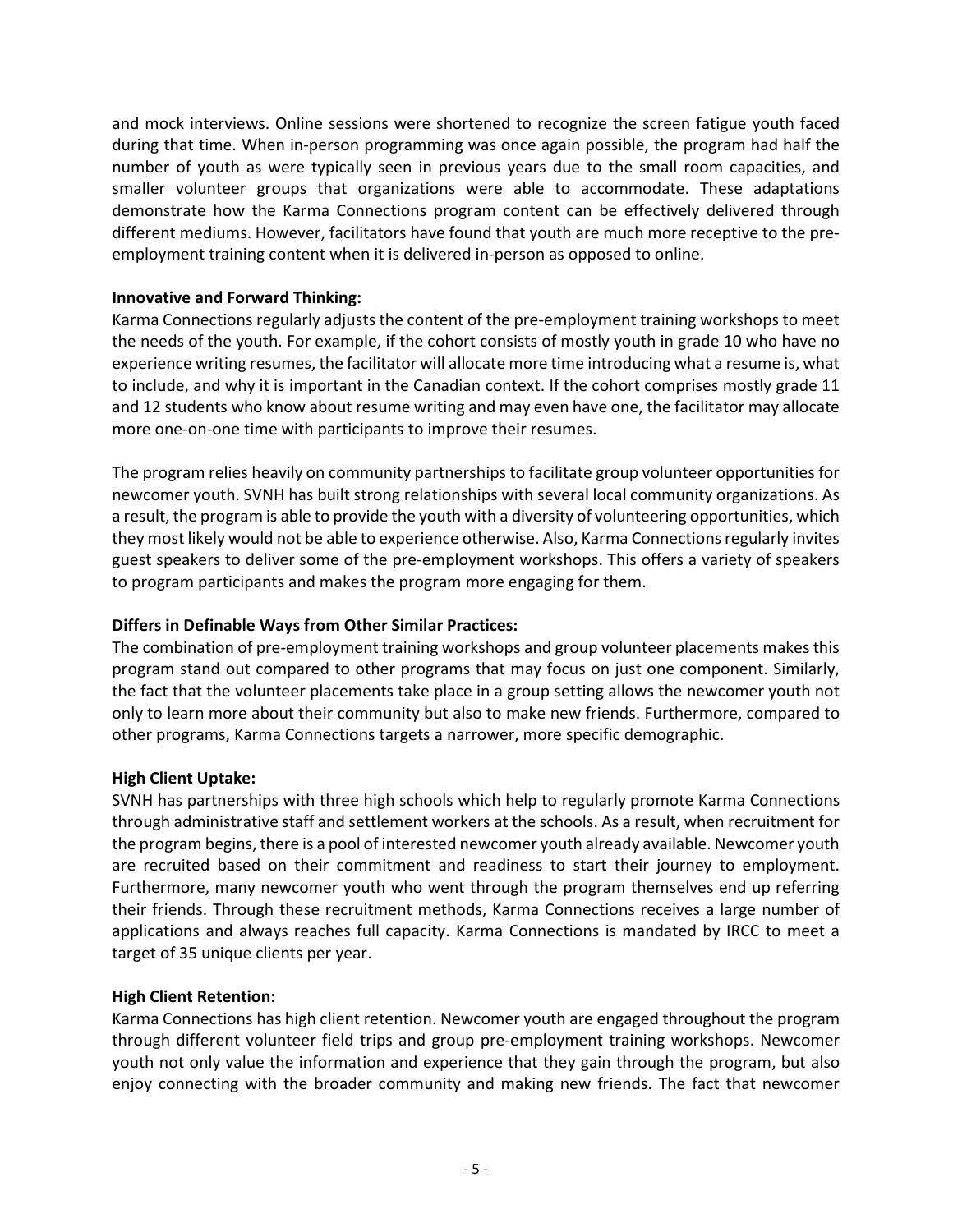and mock interviews. Online sessions were shortened to recognize the screen fatigue youth faced during that time. When in-person programming was once again possible, the program had half the number of youth as were typically seen in previous years due to the small room capacities, and smaller volunteer groups that organizations were able to accommodate. These adaptations demonstrate how the Karma Connections program content can be effectively delivered through different mediums. However, facilitators have found that youth are much more receptive to the pre-employment training content when it is delivered in-person as opposed to online.

**Innovative and Forward Thinking:**

Karma Connections regularly adjusts the content of the pre-employment training workshops to meet the needs of the youth. For example, if the cohort consists of mostly youth in grade 10 who have no experience writing resumes, the facilitator will allocate more time introducing what a resume is, what to include, and why it is important in the Canadian context. If the cohort comprises mostly grade 11 and 12 students who know about resume writing and may even have one, the facilitator may allocate more one-on-one time with participants to improve their resumes.

The program relies heavily on community partnerships to facilitate group volunteer opportunities for newcomer youth. SVNH has built strong relationships with several local community organizations. As a result, the program is able to provide the youth with a diversity of volunteering opportunities, which they most likely would not be able to experience otherwise. Also, Karma Connections regularly invites guest speakers to deliver some of the pre-employment workshops. This offers a variety of speakers to program participants and makes the program more engaging for them.

**Differs in Definable Ways from Other Similar Practices:**

The combination of pre-employment training workshops and group volunteer placements makes this program stand out compared to other programs that may focus on just one component. Similarly, the fact that the volunteer placements take place in a group setting allows the newcomer youth not only to learn more about their community but also to make new friends. Furthermore, compared to other programs, Karma Connections targets a narrower, more specific demographic.

**High Client Uptake:**

SVNH has partnerships with three high schools which help to regularly promote Karma Connections through administrative staff and settlement workers at the schools. As a result, when recruitment for the program begins, there is a pool of interested newcomer youth already available. Newcomer youth are recruited based on their commitment and readiness to start their journey to employment. Furthermore, many newcomer youth who went through the program themselves end up referring their friends. Through these recruitment methods, Karma Connections receives a large number of applications and always reaches full capacity. Karma Connections is mandated by IRCC to meet a target of 35 unique clients per year.

**High Client Retention:**

Karma Connections has high client retention. Newcomer youth are engaged throughout the program through different volunteer field trips and group pre-employment training workshops. Newcomer youth not only value the information and experience that they gain through the program, but also enjoy connecting with the broader community and making new friends. The fact that newcomer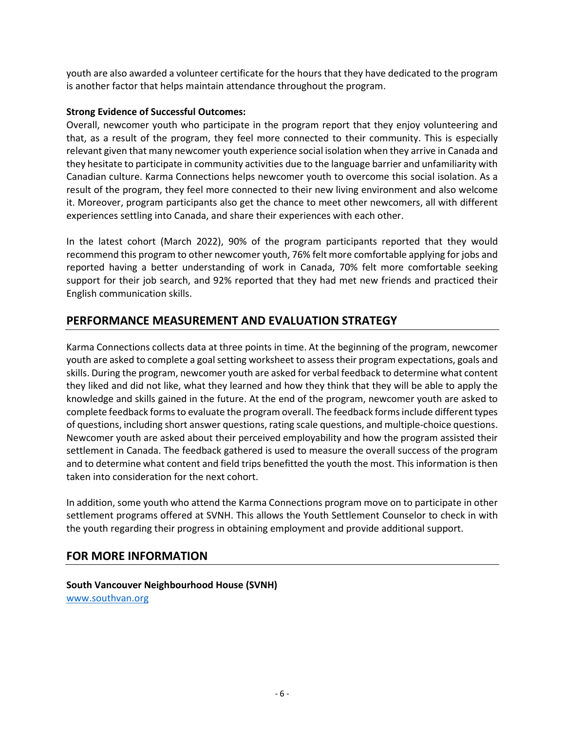youth are also awarded a volunteer certificate for the hours that they have dedicated to the program is another factor that helps maintain attendance throughout the program.

**Strong Evidence of Successful Outcomes:**

Overall, newcomer youth who participate in the program report that they enjoy volunteering and that, as a result of the program, they feel more connected to their community. This is especially relevant given that many newcomer youth experience social isolation when they arrive in Canada and they hesitate to participate in community activities due to the language barrier and unfamiliarity with Canadian culture. Karma Connections helps newcomer youth to overcome this social isolation. As a result of the program, they feel more connected to their new living environment and also welcome it. Moreover, program participants also get the chance to meet other newcomers, all with different experiences settling into Canada, and share their experiences with each other.

In the latest cohort (March 2022), 90% of the program participants reported that they would recommend this program to other newcomer youth, 76% felt more comfortable applying for jobs and reported having a better understanding of work in Canada, 70% felt more comfortable seeking support for their job search, and 92% reported that they had met new friends and practiced their English communication skills.

## PERFORMANCE MEASUREMENT AND EVALUATION STRATEGY

Karma Connections collects data at three points in time. At the beginning of the program, newcomer youth are asked to complete a goal setting worksheet to assess their program expectations, goals and skills. During the program, newcomer youth are asked for verbal feedback to determine what content they liked and did not like, what they learned and how they think that they will be able to apply the knowledge and skills gained in the future. At the end of the program, newcomer youth are asked to complete feedback forms to evaluate the program overall. The feedback forms include different types of questions, including short answer questions, rating scale questions, and multiple-choice questions. Newcomer youth are asked about their perceived employability and how the program assisted their settlement in Canada. The feedback gathered is used to measure the overall success of the program and to determine what content and field trips benefitted the youth the most. This information is then taken into consideration for the next cohort.

In addition, some youth who attend the Karma Connections program move on to participate in other settlement programs offered at SVNH. This allows the Youth Settlement Counselor to check in with the youth regarding their progress in obtaining employment and provide additional support.

## FOR MORE INFORMATION

**South Vancouver Neighbourhood House (SVNH)**
www.southvan.org